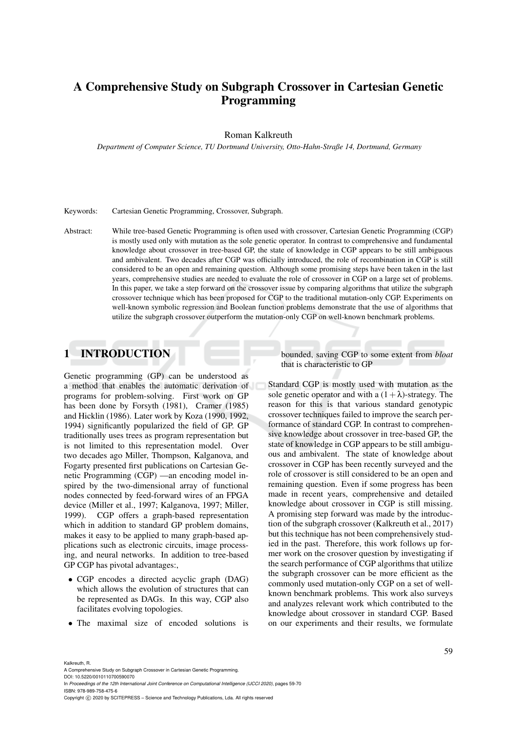# A Comprehensive Study on Subgraph Crossover in Cartesian Genetic Programming

Roman Kalkreuth

*Department of Computer Science, TU Dortmund University, Otto-Hahn-Straße 14, Dortmund, Germany*

Keywords: Cartesian Genetic Programming, Crossover, Subgraph.

Abstract: While tree-based Genetic Programming is often used with crossover, Cartesian Genetic Programming (CGP) is mostly used only with mutation as the sole genetic operator. In contrast to comprehensive and fundamental knowledge about crossover in tree-based GP, the state of knowledge in CGP appears to be still ambiguous and ambivalent. Two decades after CGP was officially introduced, the role of recombination in CGP is still considered to be an open and remaining question. Although some promising steps have been taken in the last years, comprehensive studies are needed to evaluate the role of crossover in CGP on a large set of problems. In this paper, we take a step forward on the crossover issue by comparing algorithms that utilize the subgraph crossover technique which has been proposed for CGP to the traditional mutation-only CGP. Experiments on well-known symbolic regression and Boolean function problems demonstrate that the use of algorithms that utilize the subgraph crossover outperform the mutation-only CGP on well-known benchmark problems.

## 1 INTRODUCTION

Genetic programming (GP) can be understood as a method that enables the automatic derivation of programs for problem-solving. First work on GP has been done by Forsyth (1981), Cramer (1985) and Hicklin (1986). Later work by Koza (1990, 1992, 1994) significantly popularized the field of GP. GP traditionally uses trees as program representation but is not limited to this representation model. Over two decades ago Miller, Thompson, Kalganova, and Fogarty presented first publications on Cartesian Genetic Programming (CGP) —an encoding model inspired by the two-dimensional array of functional nodes connected by feed-forward wires of an FPGA device (Miller et al., 1997; Kalganova, 1997; Miller, 1999). CGP offers a graph-based representation which in addition to standard GP problem domains, makes it easy to be applied to many graph-based applications such as electronic circuits, image processing, and neural networks. In addition to tree-based GP CGP has pivotal advantages:,

- CGP encodes a directed acyclic graph (DAG) which allows the evolution of structures that can be represented as DAGs. In this way, CGP also facilitates evolving topologies.
- The maximal size of encoded solutions is bounded, saving CGP to some extent from *bloat* that is characteristic to GP

Standard CGP is mostly used with mutation as the sole genetic operator and with a $(1+\lambda)$-strategy. The reason for this is that various standard genotypic crossover techniques failed to improve the search performance of standard CGP. In contrast to comprehensive knowledge about crossover in tree-based GP, the state of knowledge in CGP appears to be still ambiguous and ambivalent. The state of knowledge about crossover in CGP has been recently surveyed and the role of crossover is still considered to be an open and remaining question. Even if some progress has been made in recent years, comprehensive and detailed knowledge about crossover in CGP is still missing. A promising step forward was made by the introduction of the subgraph crossover (Kalkreuth et al., 2017) but this technique has not been comprehensively studied in the past. Therefore, this work follows up former work on the crosover question by investigating if the search performance of CGP algorithms that utilize the subgraph crossover can be more efficient as the commonly used mutation-only CGP on a set of well-known benchmark problems. This work also surveys and analyzes relevant work which contributed to the knowledge about crossover in standard CGP. Based on our experiments and their results, we formulate

Kalkreuth, R.
A Comprehensive Study on Subgraph Crossover in Cartesian Genetic Programming.
DOI: 10.5220/0010110700590070
In *Proceedings of the 12th International Joint Conference on Computational Intelligence (IJCCI 2020)*, pages 59-70
ISBN: 978-989-758-475-6
Copyright © 2020 by SCITEPRESS – Science and Technology Publications, Lda. All rights reserved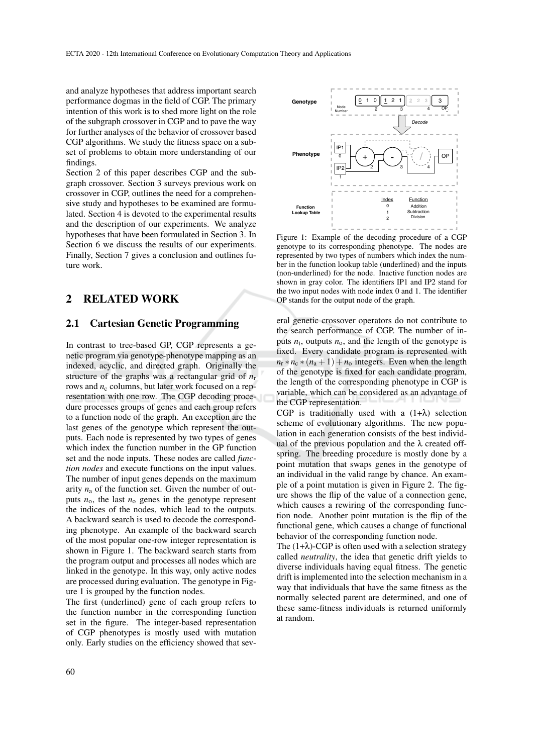and analyze hypotheses that address important search performance dogmas in the field of CGP. The primary intention of this work is to shed more light on the role of the subgraph crossover in CGP and to pave the way for further analyses of the behavior of crossover based CGP algorithms. We study the fitness space on a subset of problems to obtain more understanding of our findings.

Section 2 of this paper describes CGP and the subgraph crossover. Section 3 surveys previous work on crossover in CGP, outlines the need for a comprehensive study and hypotheses to be examined are formulated. Section 4 is devoted to the experimental results and the description of our experiments. We analyze hypotheses that have been formulated in Section 3. In Section 6 we discuss the results of our experiments. Finally, Section 7 gives a conclusion and outlines future work.

## 2 RELATED WORK

### 2.1 Cartesian Genetic Programming

In contrast to tree-based GP, CGP represents a genetic program via genotype-phenotype mapping as an indexed, acyclic, and directed graph. Originally the structure of the graphs was a rectangular grid of $n_r$ rows and $n_c$ columns, but later work focused on a representation with one row. The CGP decoding procedure processes groups of genes and each group refers to a function node of the graph. An exception are the last genes of the genotype which represent the outputs. Each node is represented by two types of genes which index the function number in the GP function set and the node inputs. These nodes are called *function nodes* and execute functions on the input values. The number of input genes depends on the maximum arity $n_a$ of the function set. Given the number of outputs $n_o$, the last $n_o$ genes in the genotype represent the indices of the nodes, which lead to the outputs. A backward search is used to decode the corresponding phenotype. An example of the backward search of the most popular one-row integer representation is shown in Figure 1. The backward search starts from the program output and processes all nodes which are linked in the genotype. In this way, only active nodes are processed during evaluation. The genotype in Figure 1 is grouped by the function nodes.

The first (underlined) gene of each group refers to the function number in the corresponding function set in the figure. The integer-based representation of CGP phenotypes is mostly used with mutation only. Early studies on the efficiency showed that several genetic crossover operators do not contribute to the search performance of CGP. The number of inputs $n_i$, outputs $n_o$, and the length of the genotype is fixed. Every candidate program is represented with $n_r * n_c * (n_a + 1) + n_o$ integers. Even when the length of the genotype is fixed for each candidate program, the length of the corresponding phenotype in CGP is variable, which can be considered as an advantage of the CGP representation.

Figure 1: Example of the decoding procedure of a CGP genotype to its corresponding phenotype. The nodes are represented by two types of numbers which index the number in the function lookup table (underlined) and the inputs (non-underlined) for the node. Inactive function nodes are shown in gray color. The identifiers IP1 and IP2 stand for the two input nodes with node index 0 and 1. The identifier OP stands for the output node of the graph.

CGP is traditionally used with a (1+λ) selection scheme of evolutionary algorithms. The new population in each generation consists of the best individual of the previous population and the λ created offspring. The breeding procedure is mostly done by a point mutation that swaps genes in the genotype of an individual in the valid range by chance. An example of a point mutation is given in Figure 2. The figure shows the flip of the value of a connection gene, which causes a rewiring of the corresponding function node. Another point mutation is the flip of the functional gene, which causes a change of functional behavior of the corresponding function node.

The (1+λ)-CGP is often used with a selection strategy called *neutrality*, the idea that genetic drift yields to diverse individuals having equal fitness. The genetic drift is implemented into the selection mechanism in a way that individuals that have the same fitness as the normally selected parent are determined, and one of these same-fitness individuals is returned uniformly at random.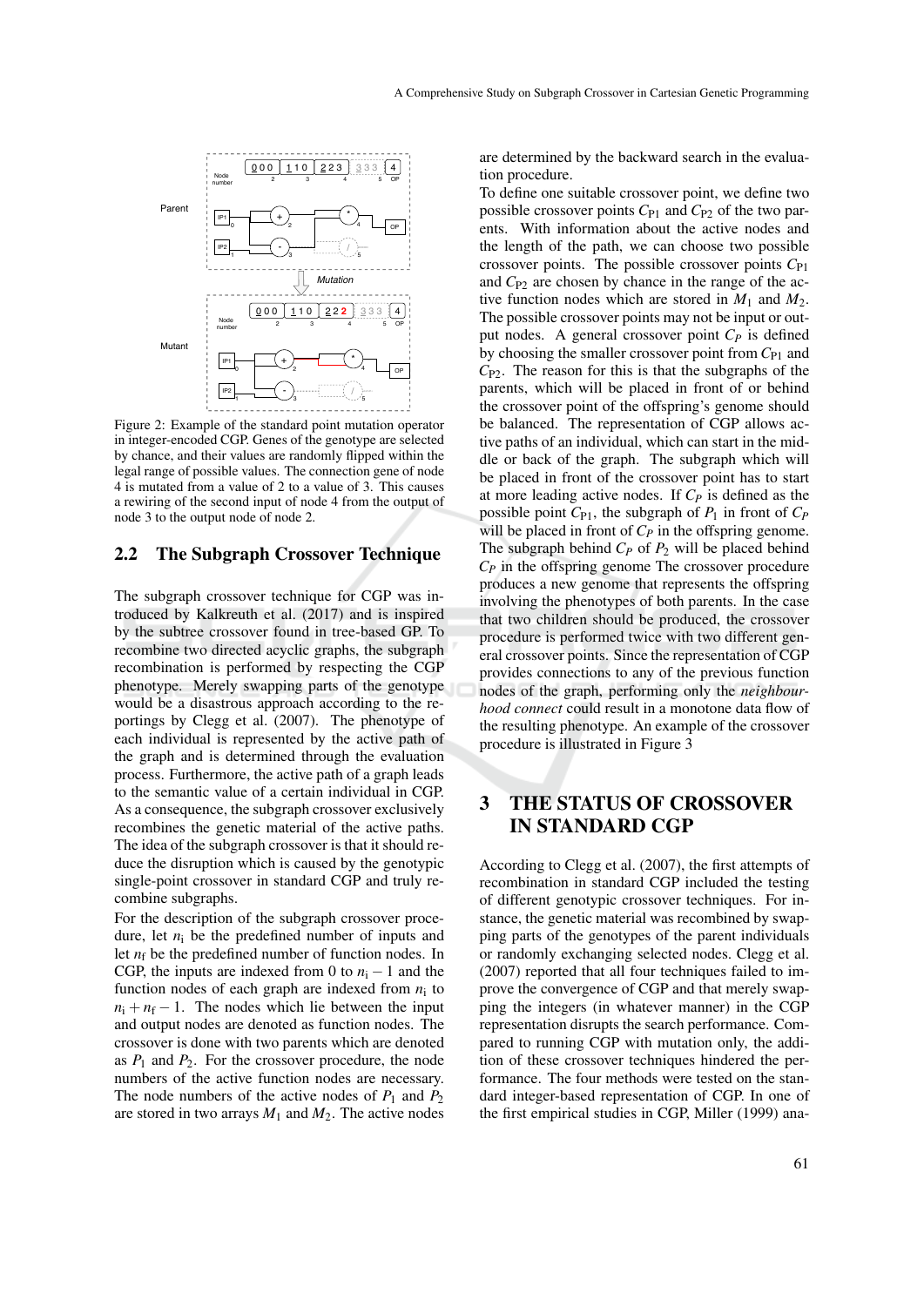Figure 2: Example of the standard point mutation operator in integer-encoded CGP. Genes of the genotype are selected by chance, and their values are randomly flipped within the legal range of possible values. The connection gene of node 4 is mutated from a value of 2 to a value of 3. This causes a rewiring of the second input of node 4 from the output of node 3 to the output node of node 2.

## 2.2 The Subgraph Crossover Technique

The subgraph crossover technique for CGP was introduced by Kalkreuth et al. (2017) and is inspired by the subtree crossover found in tree-based GP. To recombine two directed acyclic graphs, the subgraph recombination is performed by respecting the CGP phenotype. Merely swapping parts of the genotype would be a disastrous approach according to the reportings by Clegg et al. (2007). The phenotype of each individual is represented by the active path of the graph and is determined through the evaluation process. Furthermore, the active path of a graph leads to the semantic value of a certain individual in CGP. As a consequence, the subgraph crossover exclusively recombines the genetic material of the active paths. The idea of the subgraph crossover is that it should reduce the disruption which is caused by the genotypic single-point crossover in standard CGP and truly recombine subgraphs.

For the description of the subgraph crossover procedure, let $n_\mathrm{i}$ be the predefined number of inputs and let $n_\mathrm{f}$ be the predefined number of function nodes. In CGP, the inputs are indexed from 0 to $n_\mathrm{i} - 1$ and the function nodes of each graph are indexed from $n_\mathrm{i}$ to $n_\mathrm{i} + n_\mathrm{f} - 1$. The nodes which lie between the input and output nodes are denoted as function nodes. The crossover is done with two parents which are denoted as $P_1$ and $P_2$. For the crossover procedure, the node numbers of the active function nodes are necessary. The node numbers of the active nodes of $P_1$ and $P_2$ are stored in two arrays $M_1$ and $M_2$. The active nodes are determined by the backward search in the evaluation procedure.

To define one suitable crossover point, we define two possible crossover points $C_{\mathrm{P1}}$ and $C_{\mathrm{P2}}$ of the two parents. With information about the active nodes and the length of the path, we can choose two possible crossover points. The possible crossover points $C_{\mathrm{P1}}$ and $C_{\mathrm{P2}}$ are chosen by chance in the range of the active function nodes which are stored in $M_1$ and $M_2$. The possible crossover points may not be input or output nodes. A general crossover point $C_P$ is defined by choosing the smaller crossover point from $C_{\mathrm{P1}}$ and $C_{\mathrm{P2}}$. The reason for this is that the subgraphs of the parents, which will be placed in front of or behind the crossover point of the offspring's genome should be balanced. The representation of CGP allows active paths of an individual, which can start in the middle or back of the graph. The subgraph which will be placed in front of the crossover point has to start at more leading active nodes. If $C_P$ is defined as the possible point $C_{\mathrm{P1}}$, the subgraph of $P_1$ in front of $C_P$ will be placed in front of $C_P$ in the offspring genome. The subgraph behind $C_P$ of $P_2$ will be placed behind $C_P$ in the offspring genome The crossover procedure produces a new genome that represents the offspring involving the phenotypes of both parents. In the case that two children should be produced, the crossover procedure is performed twice with two different general crossover points. Since the representation of CGP provides connections to any of the previous function nodes of the graph, performing only the *neighbourhood connect* could result in a monotone data flow of the resulting phenotype. An example of the crossover procedure is illustrated in Figure 3

# 3 THE STATUS OF CROSSOVER IN STANDARD CGP

According to Clegg et al. (2007), the first attempts of recombination in standard CGP included the testing of different genotypic crossover techniques. For instance, the genetic material was recombined by swapping parts of the genotypes of the parent individuals or randomly exchanging selected nodes. Clegg et al. (2007) reported that all four techniques failed to improve the convergence of CGP and that merely swapping the integers (in whatever manner) in the CGP representation disrupts the search performance. Compared to running CGP with mutation only, the addition of these crossover techniques hindered the performance. The four methods were tested on the standard integer-based representation of CGP. In one of the first empirical studies in CGP, Miller (1999) ana-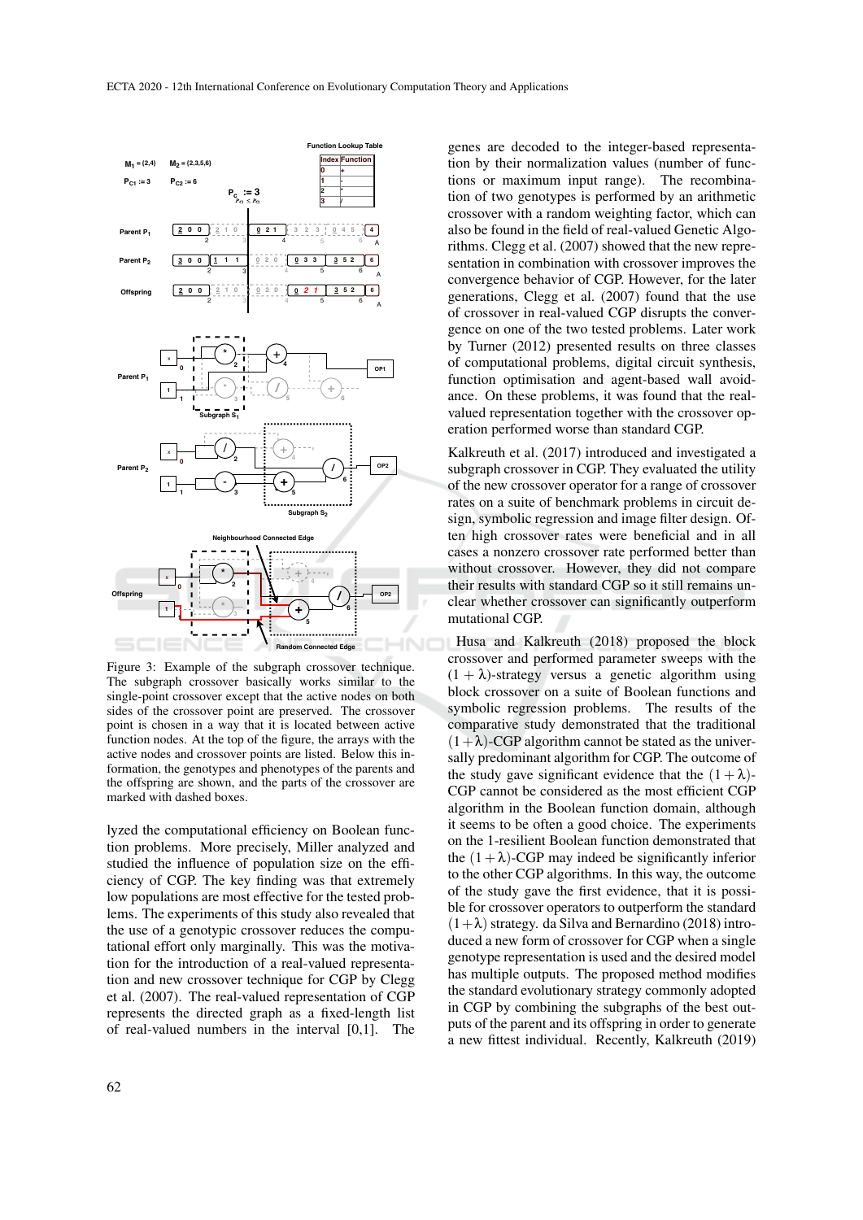Figure 3: Example of the subgraph crossover technique. The subgraph crossover basically works similar to the single-point crossover except that the active nodes on both sides of the crossover point are preserved. The crossover point is chosen in a way that it is located between active function nodes. At the top of the figure, the arrays with the active nodes and crossover points are listed. Below this information, the genotypes and phenotypes of the parents and the offspring are shown, and the parts of the crossover are marked with dashed boxes.

lyzed the computational efficiency on Boolean function problems. More precisely, Miller analyzed and studied the influence of population size on the efficiency of CGP. The key finding was that extremely low populations are most effective for the tested problems. The experiments of this study also revealed that the use of a genotypic crossover reduces the computational effort only marginally. This was the motivation for the introduction of a real-valued representation and new crossover technique for CGP by Clegg et al. (2007). The real-valued representation of CGP represents the directed graph as a fixed-length list of real-valued numbers in the interval [0,1]. The genes are decoded to the integer-based representation by their normalization values (number of functions or maximum input range). The recombination of two genotypes is performed by an arithmetic crossover with a random weighting factor, which can also be found in the field of real-valued Genetic Algorithms. Clegg et al. (2007) showed that the new representation in combination with crossover improves the convergence behavior of CGP. However, for the later generations, Clegg et al. (2007) found that the use of crossover in real-valued CGP disrupts the convergence on one of the two tested problems. Later work by Turner (2012) presented results on three classes of computational problems, digital circuit synthesis, function optimisation and agent-based wall avoidance. On these problems, it was found that the real-valued representation together with the crossover operation performed worse than standard CGP.

Kalkreuth et al. (2017) introduced and investigated a subgraph crossover in CGP. They evaluated the utility of the new crossover operator for a range of crossover rates on a suite of benchmark problems in circuit design, symbolic regression and image filter design. Often high crossover rates were beneficial and in all cases a nonzero crossover rate performed better than without crossover. However, they did not compare their results with standard CGP so it still remains unclear whether crossover can significantly outperform mutational CGP.

Husa and Kalkreuth (2018) proposed the block crossover and performed parameter sweeps with the $(1+\lambda)$-strategy versus a genetic algorithm using block crossover on a suite of Boolean functions and symbolic regression problems. The results of the comparative study demonstrated that the traditional $(1+\lambda)$-CGP algorithm cannot be stated as the universally predominant algorithm for CGP. The outcome of the study gave significant evidence that the $(1+\lambda)$-CGP cannot be considered as the most efficient CGP algorithm in the Boolean function domain, although it seems to be often a good choice. The experiments on the 1-resilient Boolean function demonstrated that the $(1+\lambda)$-CGP may indeed be significantly inferior to the other CGP algorithms. In this way, the outcome of the study gave the first evidence, that it is possible for crossover operators to outperform the standard $(1+\lambda)$ strategy. da Silva and Bernardino (2018) introduced a new form of crossover for CGP when a single genotype representation is used and the desired model has multiple outputs. The proposed method modifies the standard evolutionary strategy commonly adopted in CGP by combining the subgraphs of the best outputs of the parent and its offspring in order to generate a new fittest individual. Recently, Kalkreuth (2019)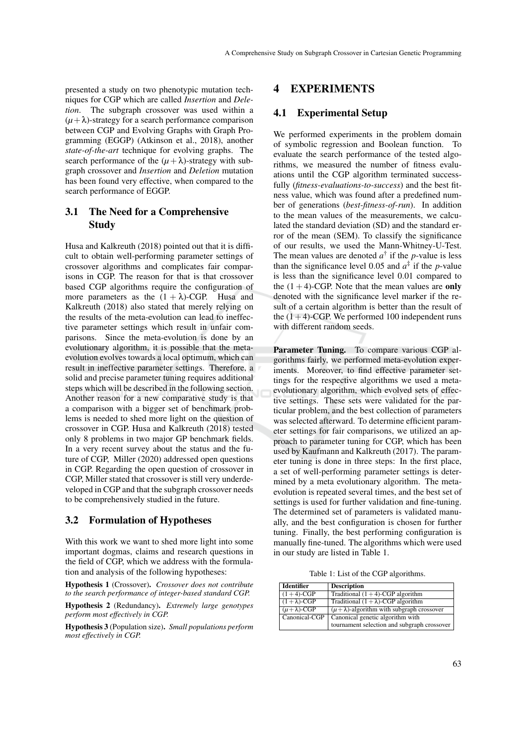presented a study on two phenotypic mutation techniques for CGP which are called *Insertion* and *Deletion*. The subgraph crossover was used within a $(\mu+\lambda)$-strategy for a search performance comparison between CGP and Evolving Graphs with Graph Programming (EGGP) (Atkinson et al., 2018), another *state-of-the-art* technique for evolving graphs. The search performance of the $(\mu+\lambda)$-strategy with subgraph crossover and *Insertion* and *Deletion* mutation has been found very effective, when compared to the search performance of EGGP.

### 3.1 The Need for a Comprehensive Study

Husa and Kalkreuth (2018) pointed out that it is difficult to obtain well-performing parameter settings of crossover algorithms and complicates fair comparisons in CGP. The reason for that is that crossover based CGP algorithms require the configuration of more parameters as the $(1+\lambda)$-CGP. Husa and Kalkreuth (2018) also stated that merely relying on the results of the meta-evolution can lead to ineffective parameter settings which result in unfair comparisons. Since the meta-evolution is done by an evolutionary algorithm, it is possible that the meta-evolution evolves towards a local optimum, which can result in ineffective parameter settings. Therefore, a solid and precise parameter tuning requires additional steps which will be described in the following section. Another reason for a new comparative study is that a comparison with a bigger set of benchmark problems is needed to shed more light on the question of crossover in CGP. Husa and Kalkreuth (2018) tested only 8 problems in two major GP benchmark fields. In a very recent survey about the status and the future of CGP, Miller (2020) addressed open questions in CGP. Regarding the open question of crossover in CGP, Miller stated that crossover is still very underdeveloped in CGP and that the subgraph crossover needs to be comprehensively studied in the future.

### 3.2 Formulation of Hypotheses

With this work we want to shed more light into some important dogmas, claims and research questions in the field of CGP, which we address with the formulation and analysis of the following hypotheses:

**Hypothesis 1** (Crossover)**.** *Crossover does not contribute to the search performance of integer-based standard CGP.*

**Hypothesis 2** (Redundancy)**.** *Extremely large genotypes perform most effectively in CGP.*

**Hypothesis 3** (Population size)**.** *Small populations perform most effectively in CGP.*

## 4 EXPERIMENTS

### 4.1 Experimental Setup

We performed experiments in the problem domain of symbolic regression and Boolean function. To evaluate the search performance of the tested algorithms, we measured the number of fitness evaluations until the CGP algorithm terminated successfully (*fitness-evaluations-to-success*) and the best fitness value, which was found after a predefined number of generations (*best-fitness-of-run*). In addition to the mean values of the measurements, we calculated the standard deviation (SD) and the standard error of the mean (SEM). To classify the significance of our results, we used the Mann-Whitney-U-Test. The mean values are denoted $a^{\dagger}$ if the $p$-value is less than the significance level 0.05 and $a^{\ddagger}$ if the $p$-value is less than the significance level 0.01 compared to the $(1+4)$-CGP. Note that the mean values are **only** denoted with the significance level marker if the result of a certain algorithm is better than the result of the $(1+4)$-CGP. We performed 100 independent runs with different random seeds.

**Parameter Tuning.** To compare various CGP algorithms fairly, we performed meta-evolution experiments. Moreover, to find effective parameter settings for the respective algorithms we used a meta-evolutionary algorithm, which evolved sets of effective settings. These sets were validated for the particular problem, and the best collection of parameters was selected afterward. To determine efficient parameter settings for fair comparisons, we utilized an approach to parameter tuning for CGP, which has been used by Kaufmann and Kalkreuth (2017). The parameter tuning is done in three steps: In the first place, a set of well-performing parameter settings is determined by a meta evolutionary algorithm. The meta-evolution is repeated several times, and the best set of settings is used for further validation and fine-tuning. The determined set of parameters is validated manually, and the best configuration is chosen for further tuning. Finally, the best performing configuration is manually fine-tuned. The algorithms which were used in our study are listed in Table 1.

Table 1: List of the CGP algorithms.

| Identifier | Description |
|---|---|
| $(1+4)$-CGP | Traditional $(1+4)$-CGP algorithm |
| $(1+\lambda)$-CGP | Traditional $(1+\lambda)$-CGP algorithm |
| $(\mu+\lambda)$-CGP | $(\mu+\lambda)$-algorithm with subgraph crossover |
| Canonical-CGP | Canonical genetic algorithm with tournament selection and subgraph crossover |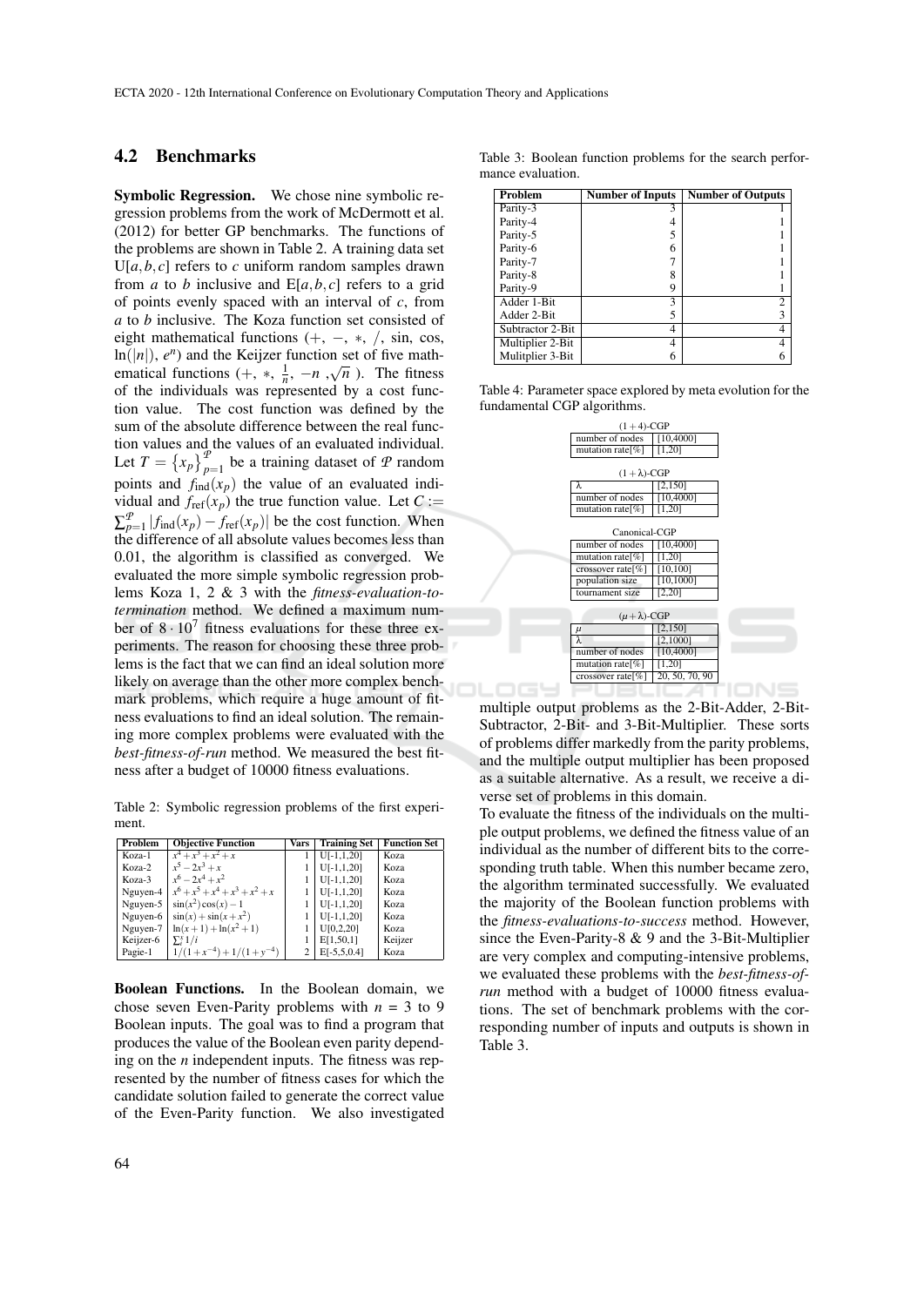## 4.2 Benchmarks

**Symbolic Regression.** We chose nine symbolic regression problems from the work of McDermott et al. (2012) for better GP benchmarks. The functions of the problems are shown in Table 2. A training data set $U[a,b,c]$ refers to $c$ uniform random samples drawn from $a$ to $b$ inclusive and $E[a,b,c]$ refers to a grid of points evenly spaced with an interval of $c$, from $a$ to $b$ inclusive. The Koza function set consisted of eight mathematical functions ($+$, $-$, $*$, $/$, sin, cos, $\ln(|n|)$, $e^n$) and the Keijzer function set of five mathematical functions ($+$, $*$, $\frac{1}{n}$, $-n$ ,$\sqrt{n}$ ). The fitness of the individuals was represented by a cost function value. The cost function was defined by the sum of the absolute difference between the real function values and the values of an evaluated individual. Let $T = \{x_p\}_{p=1}^{\mathcal{P}}$ be a training dataset of $\mathcal{P}$ random points and $f_{\text{ind}}(x_p)$ the value of an evaluated individual and $f_{\text{ref}}(x_p)$ the true function value. Let $C := \sum_{p=1}^{\mathcal{P}} |f_{\text{ind}}(x_p) - f_{\text{ref}}(x_p)|$ be the cost function. When the difference of all absolute values becomes less than 0.01, the algorithm is classified as converged. We evaluated the more simple symbolic regression problems Koza 1, 2 & 3 with the *fitness-evaluation-to-termination* method. We defined a maximum number of $8 \cdot 10^7$ fitness evaluations for these three experiments. The reason for choosing these three problems is the fact that we can find an ideal solution more likely on average than the other more complex benchmark problems, which require a huge amount of fitness evaluations to find an ideal solution. The remaining more complex problems were evaluated with the *best-fitness-of-run* method. We measured the best fitness after a budget of 10000 fitness evaluations.

Table 2: Symbolic regression problems of the first experiment.

| Problem | Objective Function | Vars | Training Set | Function Set |
|---|---|---|---|---|
| Koza-1 | $x^4 + x^3 + x^2 + x$ | 1 | U[-1,1,20] | Koza |
| Koza-2 | $x^5 - 2x^3 + x$ | 1 | U[-1,1,20] | Koza |
| Koza-3 | $x^6 - 2x^4 + x^2$ | 1 | U[-1,1,20] | Koza |
| Nguyen-4 | $x^6 + x^5 + x^4 + x^3 + x^2 + x$ | 1 | U[-1,1,20] | Koza |
| Nguyen-5 | $\sin(x^2)\cos(x) - 1$ | 1 | U[-1,1,20] | Koza |
| Nguyen-6 | $\sin(x) + \sin(x + x^2)$ | 1 | U[-1,1,20] | Koza |
| Nguyen-7 | $\ln(x+1) + \ln(x^2+1)$ | 1 | U[0,2,20] | Koza |
| Keijzer-6 | $\sum_i^x 1/i$ | 1 | E[1,50,1] | Keijzer |
| Pagie-1 | $1/(1+x^{-4}) + 1/(1+y^{-4})$ | 2 | E[-5,5,0.4] | Koza |

**Boolean Functions.** In the Boolean domain, we chose seven Even-Parity problems with $n$ = 3 to 9 Boolean inputs. The goal was to find a program that produces the value of the Boolean even parity depending on the $n$ independent inputs. The fitness was represented by the number of fitness cases for which the candidate solution failed to generate the correct value of the Even-Parity function. We also investigated multiple output problems as the 2-Bit-Adder, 2-Bit-Subtractor, 2-Bit- and 3-Bit-Multiplier. These sorts of problems differ markedly from the parity problems, and the multiple output multiplier has been proposed as a suitable alternative. As a result, we receive a diverse set of problems in this domain.

To evaluate the fitness of the individuals on the multiple output problems, we defined the fitness value of an individual as the number of different bits to the corresponding truth table. When this number became zero, the algorithm terminated successfully. We evaluated the majority of the Boolean function problems with the *fitness-evaluations-to-success* method. However, since the Even-Parity-8 & 9 and the 3-Bit-Multiplier are very complex and computing-intensive problems, we evaluated these problems with the *best-fitness-of-run* method with a budget of 10000 fitness evaluations. The set of benchmark problems with the corresponding number of inputs and outputs is shown in Table 3.

Table 3: Boolean function problems for the search performance evaluation.

| Problem | Number of Inputs | Number of Outputs |
|---|---|---|
| Parity-3 | 3 | 1 |
| Parity-4 | 4 | 1 |
| Parity-5 | 5 | 1 |
| Parity-6 | 6 | 1 |
| Parity-7 | 7 | 1 |
| Parity-8 | 8 | 1 |
| Parity-9 | 9 | 1 |
| Adder 1-Bit | 3 | 2 |
| Adder 2-Bit | 5 | 3 |
| Subtractor 2-Bit | 4 | 4 |
| Multiplier 2-Bit | 4 | 4 |
| Mulitplier 3-Bit | 6 | 6 |

Table 4: Parameter space explored by meta evolution for the fundamental CGP algorithms.

| $(1+4)$-CGP | |
|---|---|
| number of nodes | [10,4000] |
| mutation rate[%] | [1,20] |

| $(1+\lambda)$-CGP | |
|---|---|
| $\lambda$ | [2,150] |
| number of nodes | [10,4000] |
| mutation rate[%] | [1,20] |

| Canonical-CGP | |
|---|---|
| number of nodes | [10,4000] |
| mutation rate[%] | [1,20] |
| crossover rate[%] | [10,100] |
| population size | [10,1000] |
| tournament size | [2,20] |

| $(\mu+\lambda)$-CGP | |
|---|---|
| $\mu$ | [2,150] |
| $\lambda$ | [2,1000] |
| number of nodes | [10,4000] |
| mutation rate[%] | [1,20] |
| crossover rate[%] | 20, 50, 70, 90 |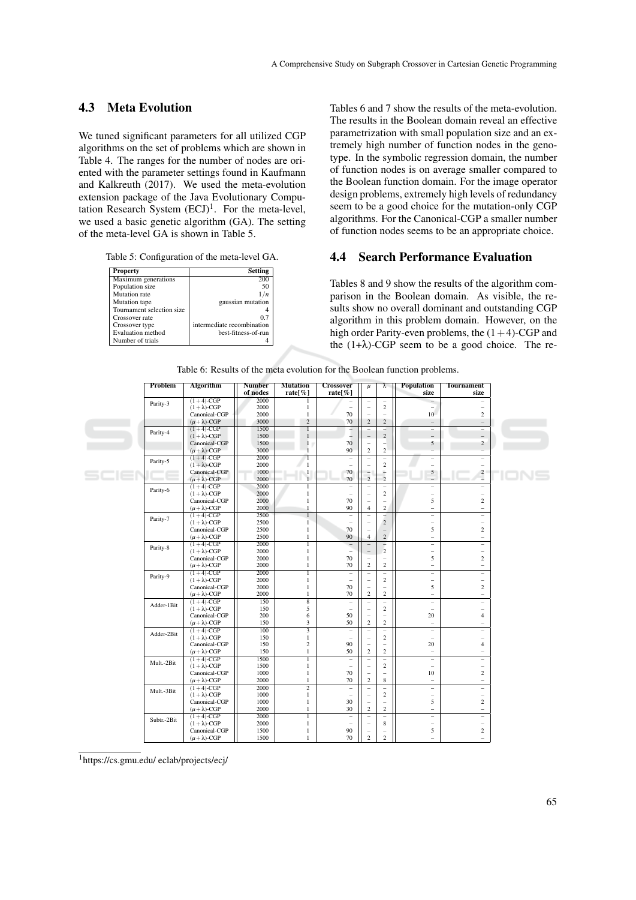## 4.3 Meta Evolution

We tuned significant parameters for all utilized CGP algorithms on the set of problems which are shown in Table 4. The ranges for the number of nodes are oriented with the parameter settings found in Kaufmann and Kalkreuth (2017). We used the meta-evolution extension package of the Java Evolutionary Computation Research System (ECJ)[1]. For the meta-level, we used a basic genetic algorithm (GA). The setting of the meta-level GA is shown in Table 5.

Table 5: Configuration of the meta-level GA.

| Property | Setting |
|---|---|
| Maximum generations | 200 |
| Population size | 50 |
| Mutation rate | $1/n$ |
| Mutation tape | gaussian mutation |
| Tournament selection size | 4 |
| Crossover rate | 0.7 |
| Crossover type | intermediate recombination |
| Evaluation method | best-fitness-of-run |
| Number of trials | 4 |

Tables 6 and 7 show the results of the meta-evolution. The results in the Boolean domain reveal an effective parametrization with small population size and an extremely high number of function nodes in the genotype. In the symbolic regression domain, the number of function nodes is on average smaller compared to the Boolean function domain. For the image operator design problems, extremely high levels of redundancy seem to be a good choice for the mutation-only CGP algorithms. For the Canonical-CGP a smaller number of function nodes seems to be an appropriate choice.

## 4.4 Search Performance Evaluation

Tables 8 and 9 show the results of the algorithm comparison in the Boolean domain. As visible, the results show no overall dominant and outstanding CGP algorithm in this problem domain. However, on the high order Parity-even problems, the $(1+4)$-CGP and the $(1+\lambda)$-CGP seem to be a good choice. The re-

Table 6: Results of the meta evolution for the Boolean function problems.

| Problem | Algorithm | Number of nodes | Mutation rate[%] | Crossover rate[%] | $\mu$ | $\lambda$ | Population size | Tournament size |
|---|---|---|---|---|---|---|---|---|
| Parity-3 | $(1+4)$-CGP | 2000 | 1 | – | – | – | – | – |
| | $(1+\lambda)$-CGP | 2000 | 1 | – | – | 2 | – | – |
| | Canonical-CGP | 2000 | 1 | 70 | – | – | 10 | 2 |
| | $(\mu+\lambda)$-CGP | 3000 | 2 | 70 | 2 | 2 | – | – |
| Parity-4 | $(1+4)$-CGP | 1500 | 1 | – | – | – | – | – |
| | $(1+\lambda)$-CGP | 1500 | 1 | – | – | 2 | – | – |
| | Canonical-CGP | 1500 | 1 | 70 | – | – | 5 | 2 |
| | $(\mu+\lambda)$-CGP | 3000 | 1 | 90 | 2 | 2 | – | – |
| Parity-5 | $(1+4)$-CGP | 2000 | 1 | – | – | – | – | – |
| | $(1+\lambda)$-CGP | 2000 | 1 | – | – | 2 | – | – |
| | Canonical-CGP | 1000 | 1 | 70 | – | – | 5 | 2 |
| | $(\mu+\lambda)$-CGP | 2000 | 1 | 70 | 2 | 2 | – | – |
| Parity-6 | $(1+4)$-CGP | 2000 | 1 | – | – | – | – | – |
| | $(1+\lambda)$-CGP | 2000 | 1 | – | – | 2 | – | – |
| | Canonical-CGP | 2000 | 1 | 70 | – | – | 5 | 2 |
| | $(\mu+\lambda)$-CGP | 2000 | 1 | 90 | 4 | 2 | – | – |
| Parity-7 | $(1+4)$-CGP | 2500 | 1 | – | – | – | – | – |
| | $(1+\lambda)$-CGP | 2500 | 1 | – | – | 2 | – | – |
| | Canonical-CGP | 2500 | 1 | 70 | – | – | 5 | 2 |
| | $(\mu+\lambda)$-CGP | 2500 | 1 | 90 | 4 | 2 | – | – |
| Parity-8 | $(1+4)$-CGP | 2000 | 1 | – | – | – | – | – |
| | $(1+\lambda)$-CGP | 2000 | 1 | – | – | 2 | – | – |
| | Canonical-CGP | 2000 | 1 | 70 | – | – | 5 | 2 |
| | $(\mu+\lambda)$-CGP | 2000 | 1 | 70 | 2 | 2 | – | – |
| Parity-9 | $(1+4)$-CGP | 2000 | 1 | – | – | – | – | – |
| | $(1+\lambda)$-CGP | 2000 | 1 | – | – | 2 | – | – |
| | Canonical-CGP | 2000 | 1 | 70 | – | – | 5 | 2 |
| | $(\mu+\lambda)$-CGP | 2000 | 1 | 70 | 2 | 2 | – | – |
| Adder-1Bit | $(1+4)$-CGP | 150 | 8 | – | – | – | – | – |
| | $(1+\lambda)$-CGP | 150 | 5 | – | – | 2 | – | – |
| | Canonical-CGP | 200 | 6 | 50 | – | – | 20 | 4 |
| | $(\mu+\lambda)$-CGP | 150 | 3 | 50 | 2 | 2 | – | – |
| Adder-2Bit | $(1+4)$-CGP | 100 | 3 | – | – | – | – | – |
| | $(1+\lambda)$-CGP | 150 | 1 | – | – | 2 | – | – |
| | Canonical-CGP | 150 | 2 | 90 | – | – | 20 | 4 |
| | $(\mu+\lambda)$-CGP | 150 | 1 | 50 | 2 | 2 | – | – |
| Mult.-2Bit | $(1+4)$-CGP | 1500 | 1 | – | – | – | – | – |
| | $(1+\lambda)$-CGP | 1500 | 1 | – | – | 2 | – | – |
| | Canonical-CGP | 1000 | 1 | 70 | – | – | 10 | 2 |
| | $(\mu+\lambda)$-CGP | 2000 | 1 | 70 | 2 | 8 | – | – |
| Mult.-3Bit | $(1+4)$-CGP | 2000 | 2 | – | – | – | – | – |
| | $(1+\lambda)$-CGP | 1000 | 1 | – | – | 2 | – | – |
| | Canonical-CGP | 1000 | 1 | 30 | – | – | 5 | 2 |
| | $(\mu+\lambda)$-CGP | 2000 | 1 | 30 | 2 | 2 | – | – |
| Subtr.-2Bit | $(1+4)$-CGP | 2000 | 1 | – | – | – | – | – |
| | $(1+\lambda)$-CGP | 2000 | 1 | – | – | 8 | – | – |
| | Canonical-CGP | 1500 | 1 | 90 | – | – | 5 | 2 |
| | $(\mu+\lambda)$-CGP | 1500 | 1 | 70 | 2 | 2 | – | – |

[1] https://cs.gmu.edu/ eclab/projects/ecj/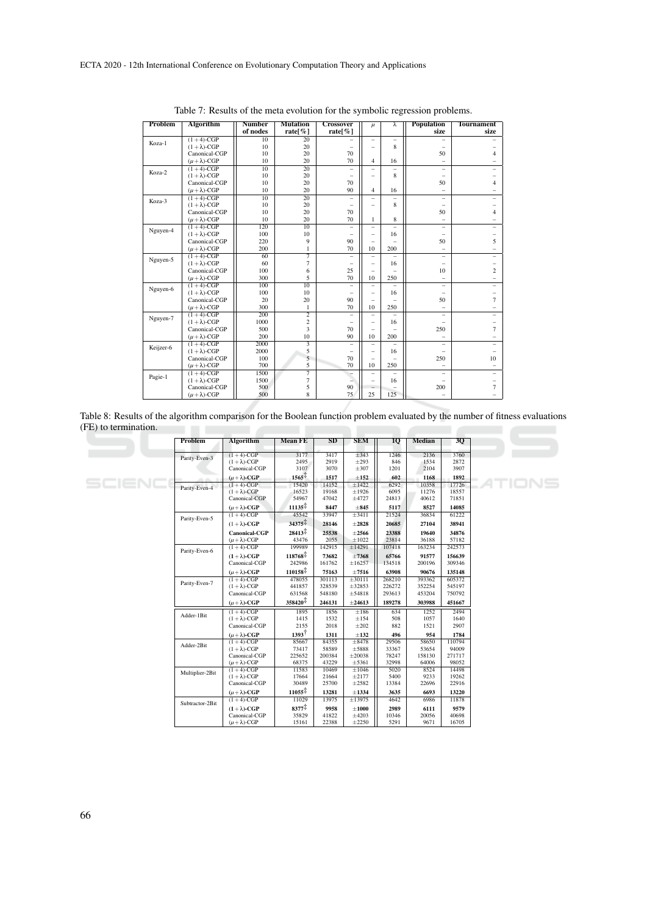Table 7: Results of the meta evolution for the symbolic regression problems.

| Problem | Algorithm | Number of nodes | Mutation rate[%] | Crossover rate[%] | $\mu$ | $\lambda$ | Population size | Tournament size |
|---|---|---|---|---|---|---|---|---|
| Koza-1 | $(1+4)$-CGP | 10 | 20 | – | – | – | – | – |
| | $(1+\lambda)$-CGP | 10 | 20 | – | – | 8 | – | – |
| | Canonical-CGP | 10 | 20 | 70 | | | 50 | 4 |
| | $(\mu+\lambda)$-CGP | 10 | 20 | 70 | 4 | 16 | – | – |
| Koza-2 | $(1+4)$-CGP | 10 | 20 | – | – | – | – | – |
| | $(1+\lambda)$-CGP | 10 | 20 | – | – | 8 | – | – |
| | Canonical-CGP | 10 | 20 | 70 | | | 50 | 4 |
| | $(\mu+\lambda)$-CGP | 10 | 20 | 90 | 4 | 16 | – | – |
| Koza-3 | $(1+4)$-CGP | 10 | 20 | – | – | – | – | – |
| | $(1+\lambda)$-CGP | 10 | 20 | – | – | 8 | – | – |
| | Canonical-CGP | 10 | 20 | 70 | | | 50 | 4 |
| | $(\mu+\lambda)$-CGP | 10 | 20 | 70 | 1 | 8 | – | – |
| Nguyen-4 | $(1+4)$-CGP | 120 | 10 | – | – | – | – | – |
| | $(1+\lambda)$-CGP | 100 | 10 | – | – | 16 | – | – |
| | Canonical-CGP | 220 | 9 | 90 | – | – | 50 | 5 |
| | $(\mu+\lambda)$-CGP | 200 | 1 | 70 | 10 | 200 | – | – |
| Nguyen-5 | $(1+4)$-CGP | 60 | 7 | – | – | – | – | – |
| | $(1+\lambda)$-CGP | 60 | 7 | – | – | 16 | – | – |
| | Canonical-CGP | 100 | 6 | 25 | – | – | 10 | 2 |
| | $(\mu+\lambda)$-CGP | 300 | 5 | 70 | 10 | 250 | – | – |
| Nguyen-6 | $(1+4)$-CGP | 100 | 10 | – | – | – | – | – |
| | $(1+\lambda)$-CGP | 100 | 10 | – | – | 16 | – | – |
| | Canonical-CGP | 20 | 20 | 90 | – | – | 50 | 7 |
| | $(\mu+\lambda)$-CGP | 300 | 1 | 70 | 10 | 250 | – | – |
| Nguyen-7 | $(1+4)$-CGP | 200 | 2 | – | – | – | – | – |
| | $(1+\lambda)$-CGP | 1000 | 2 | – | – | 16 | – | – |
| | Canonical-CGP | 500 | 3 | 70 | – | – | 250 | 7 |
| | $(\mu+\lambda)$-CGP | 200 | 10 | 90 | 10 | 200 | – | – |
| Keijzer-6 | $(1+4)$-CGP | 2000 | 3 | – | – | – | – | – |
| | $(1+\lambda)$-CGP | 2000 | 5 | – | – | 16 | – | – |
| | Canonical-CGP | 100 | 5 | 70 | – | – | 250 | 10 |
| | $(\mu+\lambda)$-CGP | 700 | 5 | 70 | 10 | 250 | – | – |
| Pagie-1 | $(1+4)$-CGP | 1500 | 7 | – | – | – | – | – |
| | $(1+\lambda)$-CGP | 1500 | 7 | – | – | 16 | – | – |
| | Canonical-CGP | 500 | 5 | 90 | – | – | 200 | 7 |
| | $(\mu+\lambda)$-CGP | 500 | 8 | 75 | 25 | 125 | – | – |

Table 8: Results of the algorithm comparison for the Boolean function problem evaluated by the number of fitness evaluations (FE) to termination.

| Problem | Algorithm | Mean FE | SD | SEM | 1Q | Median | 3Q |
|---|---|---|---|---|---|---|---|
| Parity-Even-3 | $(1+4)$-CGP | 3177 | 3417 | ±343 | 1246 | 2136 | 3760 |
| | $(1+\lambda)$-CGP | 2495 | 2919 | ±293 | 846 | 1534 | 2872 |
| | Canonical-CGP | 3107 | 3070 | ±307 | 1201 | 2104 | 3907 |
| | **$(\mu+\lambda)$-CGP** | **1565**$^{\ddagger}$ | **1517** | **±152** | **602** | **1168** | **1892** |
| Parity-Even-4 | $(1+4)$-CGP | 15420 | 14152 | ±1422 | 6292 | 10358 | 17726 |
| | $(1+\lambda)$-CGP | 16523 | 19168 | ±1926 | 6095 | 11276 | 18557 |
| | Canonical-CGP | 54967 | 47042 | ±4727 | 24813 | 40612 | 71851 |
| | **$(\mu+\lambda)$-CGP** | **11135**$^{\ddagger}$ | **8447** | **±845** | **5117** | **8527** | **14085** |
| Parity-Even-5 | $(1+4)$-CGP | 45542 | 33947 | ±3411 | 21524 | 36834 | 61222 |
| | **$(1+\lambda)$-CGP** | **34375**$^{\ddagger}$ | **28146** | **±2828** | **20685** | **27104** | **38941** |
| | **Canonical-CGP** | **28413**$^{\ddagger}$ | **25538** | **±2566** | **23388** | **19640** | **34876** |
| | $(\mu+\lambda)$-CGP | 43476 | 2055 | ±1022 | 23814 | 36188 | 57182 |
| Parity-Even-6 | $(1+4)$-CGP | 199989 | 142915 | ±14291 | 107418 | 163234 | 242573 |
| | **$(1+\lambda)$-CGP** | **118768**$^{\ddagger}$ | **73682** | **±7368** | **65766** | **91577** | **156639** |
| | Canonical-CGP | 242986 | 161762 | ±16257 | 134518 | 200196 | 309346 |
| | **$(\mu+\lambda)$-CGP** | **110158**$^{\ddagger}$ | **75163** | **±7516** | **63908** | **90676** | **135148** |
| Parity-Even-7 | $(1+4)$-CGP | 478055 | 301113 | ±30111 | 268210 | 393362 | 605372 |
| | $(1+\lambda)$-CGP | 441857 | 328539 | ±32853 | 226272 | 352254 | 545197 |
| | Canonical-CGP | 631568 | 548180 | ±54818 | 293613 | 453204 | 750792 |
| | **$(\mu+\lambda)$-CGP** | **358420**$^{\ddagger}$ | **246131** | **±24613** | **189278** | **303988** | **451667** |
| Adder-1Bit | $(1+4)$-CGP | 1895 | 1856 | ±186 | 634 | 1252 | 2494 |
| | $(1+\lambda)$-CGP | 1415 | 1532 | ±154 | 508 | 1057 | 1640 |
| | Canonical-CGP | 2155 | 2018 | ±202 | 882 | 1521 | 2907 |
| | **$(\mu+\lambda)$-CGP** | **1393**$^{\dagger}$ | **1311** | **±132** | **496** | **954** | **1784** |
| Adder-2Bit | $(1+4)$-CGP | 85667 | 84355 | ±8478 | 29506 | 58650 | 110794 |
| | $(1+\lambda)$-CGP | 73417 | 58589 | ±5888 | 33367 | 53654 | 94009 |
| | Canonical-CGP | 225652 | 200384 | ±20038 | 78247 | 158130 | 271717 |
| | $(\mu+\lambda)$-CGP | 68375 | 43229 | ±5361 | 32998 | 64006 | 98052 |
| Multiplier-2Bit | $(1+4)$-CGP | 11583 | 10469 | ±1046 | 5020 | 8524 | 14498 |
| | $(1+\lambda)$-CGP | 17664 | 21664 | ±2177 | 5400 | 9233 | 19262 |
| | Canonical-CGP | 30489 | 25700 | ±2582 | 13384 | 22696 | 22916 |
| | **$(\mu+\lambda)$-CGP** | **11055**$^{\ddagger}$ | **13281** | **±1334** | **3635** | **6693** | **13220** |
| Subtractor-2Bit | $(1+4)$-CGP | 11029 | 13975 | ±13975 | 4642 | 6986 | 11878 |
| | **$(1+\lambda)$-CGP** | **8377**$^{\ddagger}$ | **9958** | **±1000** | **2989** | **6111** | **9579** |
| | Canonical-CGP | 35829 | 41822 | ±4203 | 10346 | 20056 | 40698 |
| | $(\mu+\lambda)$-CGP | 15161 | 22388 | ±2250 | 5291 | 9671 | 16705 |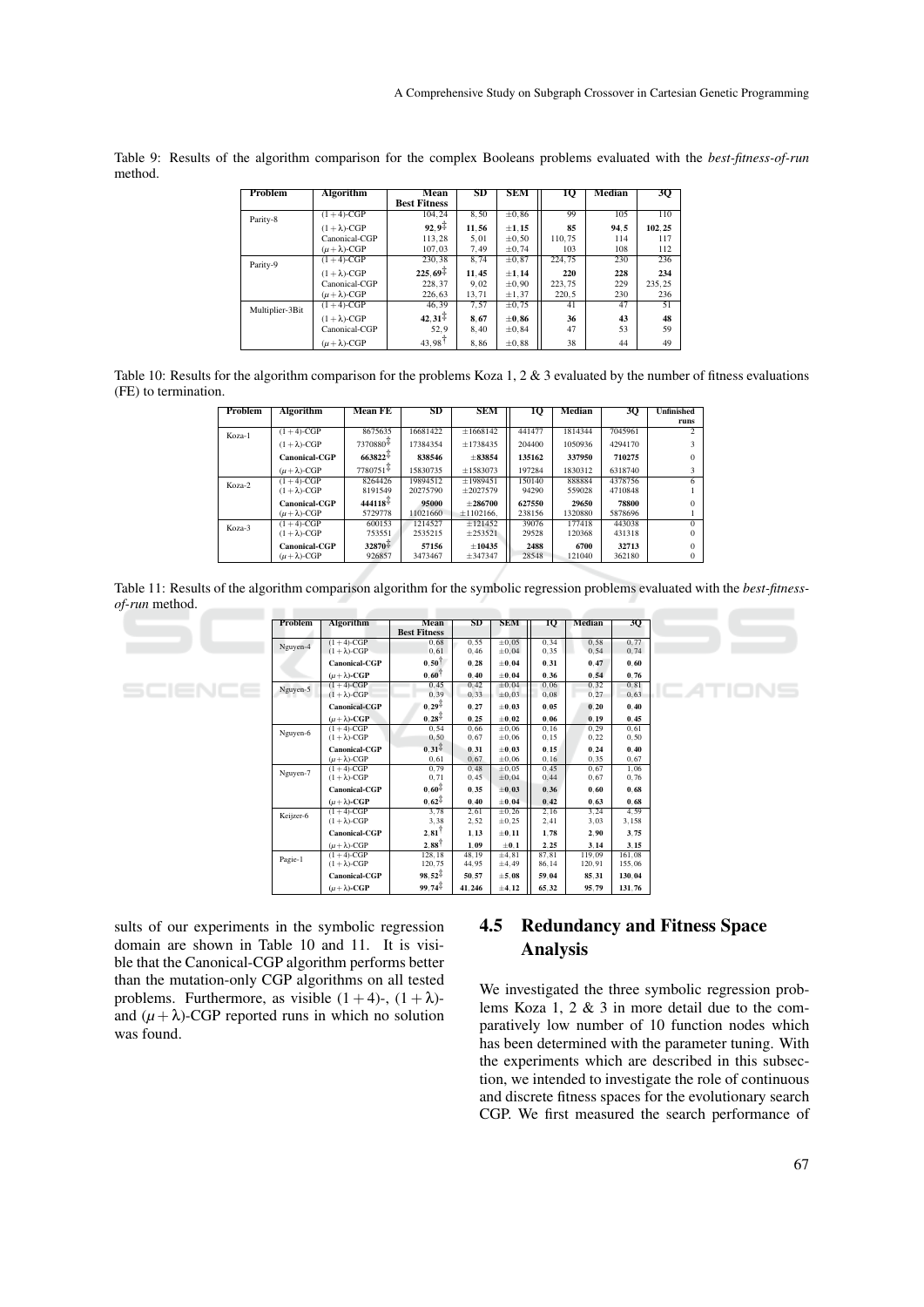Table 9: Results of the algorithm comparison for the complex Booleans problems evaluated with the *best-fitness-of-run* method.

| Problem | Algorithm | Mean Best Fitness | SD | SEM | 1Q | Median | 3Q |
|---|---|---|---|---|---|---|---|
| Parity-8 | $(1+4)$-CGP | 104,24 | 8,50 | ±0,86 | 99 | 105 | 110 |
| | $(1+\lambda)$-CGP | **92,9**$^{\ddagger}$ | **11,56** | **±1,15** | **85** | **94,5** | **102,25** |
| | Canonical-CGP | 113,28 | 5,01 | ±0,50 | 110,75 | 114 | 117 |
| | $(\mu+\lambda)$-CGP | 107,03 | 7,49 | ±0,74 | 103 | 108 | 112 |
| Parity-9 | $(1+4)$-CGP | 230,38 | 8,74 | ±0,87 | 224,75 | 230 | 236 |
| | $(1+\lambda)$-CGP | **225,69**$^{\ddagger}$ | **11,45** | **±1,14** | **220** | **228** | **234** |
| | Canonical-CGP | 228,37 | 9,02 | ±0,90 | 223,75 | 229 | 235,25 |
| | $(\mu+\lambda)$-CGP | 226,63 | 13,71 | ±1,37 | 220,5 | 230 | 236 |
| Multiplier-3Bit | $(1+4)$-CGP | 46,39 | 7,57 | ±0,75 | 41 | 47 | 51 |
| | $(1+\lambda)$-CGP | **42,31**$^{\ddagger}$ | **8,67** | **±0,86** | **36** | **43** | **48** |
| | Canonical-CGP | 52,9 | 8,40 | ±0,84 | 47 | 53 | 59 |
| | $(\mu+\lambda)$-CGP | 43,98$^{\dagger}$ | 8,86 | ±0,88 | 38 | 44 | 49 |

Table 10: Results for the algorithm comparison for the problems Koza 1, 2 & 3 evaluated by the number of fitness evaluations (FE) to termination.

| Problem | Algorithm | Mean FE | SD | SEM | 1Q | Median | 3Q | Unfinished runs |
|---|---|---|---|---|---|---|---|---|
| Koza-1 | $(1+4)$-CGP | 8675635 | 16681422 | ±1668142 | 441477 | 1814344 | 7045961 | 2 |
| | $(1+\lambda)$-CGP | 7370880$^{\ddagger}$ | 17384354 | ±1738435 | 204400 | 1050936 | 4294170 | 3 |
| | **Canonical-CGP** | **663822**$^{\ddagger}$ | **838546** | **±83854** | **135162** | **337950** | **710275** | 0 |
| | $(\mu+\lambda)$-CGP | 7780751$^{\ddagger}$ | 15830735 | ±1583073 | 197284 | 1830312 | 6318740 | 3 |
| Koza-2 | $(1+4)$-CGP | 8264426 | 19894512 | ±1989451 | 150140 | 888884 | 4378756 | 6 |
| | $(1+\lambda)$-CGP | 8191549 | 20275790 | ±2027579 | 94290 | 559028 | 4710848 | 1 |
| | **Canonical-CGP** | **444118**$^{\ddagger}$ | **95000** | **±286700** | **627550** | **29650** | **78800** | 0 |
| | $(\mu+\lambda)$-CGP | 5729778 | 11021660 | ±1102166. | 238156 | 1320880 | 5878696 | 1 |
| Koza-3 | $(1+4)$-CGP | 600153 | 1214527 | ±121452 | 39076 | 177418 | 443038 | 0 |
| | $(1+\lambda)$-CGP | 753551 | 2535215 | ±253521 | 29528 | 120368 | 431318 | 0 |
| | **Canonical-CGP** | **32870**$^{\ddagger}$ | **57156** | **±10435** | **2488** | **6700** | **32713** | 0 |
| | $(\mu+\lambda)$-CGP | 926857 | 3473467 | ±347347 | 28548 | 121040 | 362180 | 0 |

Table 11: Results of the algorithm comparison algorithm for the symbolic regression problems evaluated with the *best-fitness-of-run* method.

| Problem | Algorithm | Mean Best Fitness | SD | SEM | 1Q | Median | 3Q |
|---|---|---|---|---|---|---|---|
| Nguyen-4 | $(1+4)$-CGP | 0,68 | 0,55 | ±0,05 | 0,34 | 0,58 | 0,77 |
| | $(1+\lambda)$-CGP | 0,61 | 0,46 | ±0,04 | 0,35 | 0,54 | 0,74 |
| | **Canonical-CGP** | **0,50**$^{\dagger}$ | **0,28** | **±0,04** | **0,31** | **0,47** | **0,60** |
| | $(\mu+\lambda)$**-CGP** | **0,60**$^{\dagger}$ | **0,40** | **±0,04** | **0,36** | **0,54** | **0,76** |
| Nguyen-5 | $(1+4)$-CGP | 0,45 | 0,42 | ±0,04 | 0,06 | 0,32 | 0,81 |
| | $(1+\lambda)$-CGP | 0,39 | 0,33 | ±0,03 | 0,08 | 0,27 | 0,63 |
| | **Canonical-CGP** | **0,29**$^{\ddagger}$ | **0,27** | **±0,03** | **0,05** | **0,20** | **0,40** |
| | $(\mu+\lambda)$-CGP | **0,28**$^{\ddagger}$ | **0,25** | **±0,02** | **0,06** | **0,19** | **0,45** |
| Nguyen-6 | $(1+4)$-CGP | 0,54 | 0,66 | ±0,06 | 0,16 | 0,29 | 0,61 |
| | $(1+\lambda)$-CGP | 0,50 | 0,67 | ±0,06 | 0,15 | 0,22 | 0,50 |
| | **Canonical-CGP** | **0,31**$^{\ddagger}$ | **0,31** | **±0,03** | **0,15** | **0,24** | **0,40** |
| | $(\mu+\lambda)$-CGP | 0,61 | 0,67 | ±0,06 | 0,16 | 0,35 | 0,67 |
| Nguyen-7 | $(1+4)$-CGP | 0,79 | 0,48 | ±0,05 | 0,45 | 0,67 | 1,06 |
| | $(1+\lambda)$-CGP | 0,71 | 0,45 | ±0,04 | 0,44 | 0,67 | 0,76 |
| | **Canonical-CGP** | **0,60**$^{\ddagger}$ | **0,35** | **±0,03** | **0,36** | **0,60** | **0,68** |
| | $(\mu+\lambda)$**-CGP** | **0,62**$^{\ddagger}$ | **0,40** | **±0,04** | **0,42** | **0,63** | **0,68** |
| Keijzer-6 | $(1+4)$-CGP | 3,78 | 2,61 | ±0,26 | 2,16 | 3,24 | 4,59 |
| | $(1+\lambda)$-CGP | 3,38 | 2,52 | ±0,25 | 2,41 | 3,03 | 3,158 |
| | **Canonical-CGP** | **2,81**$^{\dagger}$ | **1,13** | **±0,11** | **1,78** | **2,90** | **3,75** |
| | $(\mu+\lambda)$-CGP | **2,88**$^{\dagger}$ | **1,09** | **±0,1** | **2,25** | **3,14** | **3,15** |
| Pagie-1 | $(1+4)$-CGP | 128,18 | 48,19 | ±4,81 | 87,81 | 119,09 | 161,08 |
| | $(1+\lambda)$-CGP | 120,75 | 44,95 | ±4,49 | 86,14 | 120,91 | 155,06 |
| | **Canonical-CGP** | **98,52**$^{\ddagger}$ | **50,57** | **±5,08** | **59,04** | **85,31** | **130,04** |
| | $(\mu+\lambda)$**-CGP** | **99,74**$^{\ddagger}$ | **41,246** | **±4,12** | **65,32** | **95,79** | **131,76** |

sults of our experiments in the symbolic regression domain are shown in Table 10 and 11. It is visible that the Canonical-CGP algorithm performs better than the mutation-only CGP algorithms on all tested problems. Furthermore, as visible $(1+4)$-, $(1+\lambda)$- and $(\mu+\lambda)$-CGP reported runs in which no solution was found.

## 4.5 Redundancy and Fitness Space Analysis

We investigated the three symbolic regression problems Koza 1, 2 & 3 in more detail due to the comparatively low number of 10 function nodes which has been determined with the parameter tuning. With the experiments which are described in this subsection, we intended to investigate the role of continuous and discrete fitness spaces for the evolutionary search CGP. We first measured the search performance of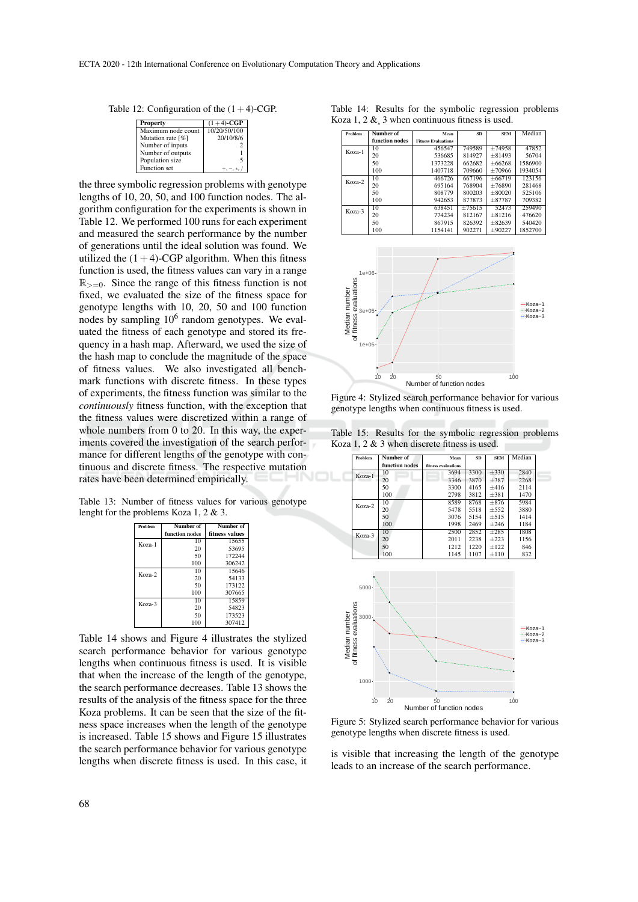Table 12: Configuration of the $(1+4)$-CGP.

| Property | $(1+4)$-CGP |
|---|---|
| Maximum node count | 10/20/50/100 |
| Mutation rate [%] | 20/10/8/6 |
| Number of inputs | 2 |
| Number of outputs | 1 |
| Population size | 5 |
| Function set | $+, -, *, /$ |

the three symbolic regression problems with genotype lengths of 10, 20, 50, and 100 function nodes. The algorithm configuration for the experiments is shown in Table 12. We performed 100 runs for each experiment and measured the search performance by the number of generations until the ideal solution was found. We utilized the $(1+4)$-CGP algorithm. When this fitness function is used, the fitness values can vary in a range $\mathbb{R}_{>=0}$. Since the range of this fitness function is not fixed, we evaluated the size of the fitness space for genotype lengths with 10, 20, 50 and 100 function nodes by sampling $10^6$ random genotypes. We evaluated the fitness of each genotype and stored its frequency in a hash map. Afterward, we used the size of the hash map to conclude the magnitude of the space of fitness values. We also investigated all benchmark functions with discrete fitness. In these types of experiments, the fitness function was similar to the *continuously* fitness function, with the exception that the fitness values were discretized within a range of whole numbers from 0 to 20. In this way, the experiments covered the investigation of the search performance for different lengths of the genotype with continuous and discrete fitness. The respective mutation rates have been determined empirically.

Table 13: Number of fitness values for various genotype lenght for the problems Koza 1, 2 & 3.

| Problem | Number of function nodes | Number of fitness values |
|---|---|---|
| Koza-1 | 10 | 15655 |
| | 20 | 53695 |
| | 50 | 172244 |
| | 100 | 306242 |
| Koza-2 | 10 | 15646 |
| | 20 | 54133 |
| | 50 | 173122 |
| | 100 | 307665 |
| Koza-3 | 10 | 15859 |
| | 20 | 54823 |
| | 50 | 173523 |
| | 100 | 307412 |

Table 14 shows and Figure 4 illustrates the stylized search performance behavior for various genotype lengths when continuous fitness is used. It is visible that when the increase of the length of the genotype, the search performance decreases. Table 13 shows the results of the analysis of the fitness space for the three Koza problems. It can be seen that the size of the fitness space increases when the length of the genotype is increased. Table 15 shows and Figure 15 illustrates the search performance behavior for various genotype lengths when discrete fitness is used. In this case, it is visible that increasing the length of the genotype leads to an increase of the search performance.

Table 14: Results for the symbolic regression problems Koza 1, 2 &, 3 when continuous fitness is used.

| Problem | Number of function nodes | Mean Fitness Evaluations | SD | SEM | Median |
|---|---|---|---|---|---|
| Koza-1 | 10 | 456547 | 749589 | ±74958 | 47852 |
| | 20 | 536685 | 814927 | ±81493 | 56704 |
| | 50 | 1373228 | 662682 | ±66268 | 1586900 |
| | 100 | 1407718 | 709660 | ±70966 | 1934054 |
| Koza-2 | 10 | 466726 | 667196 | ±66719 | 123156 |
| | 20 | 695164 | 768904 | ±76890 | 281468 |
| | 50 | 808779 | 800203 | ±80020 | 525106 |
| | 100 | 942653 | 877873 | ±87787 | 709382 |
| Koza-3 | 10 | 638451 | ±75615 | 52473 | 259490 |
| | 20 | 774234 | 812167 | ±81216 | 476620 |
| | 50 | 867915 | 826392 | ±82639 | 540420 |
| | 100 | 1154141 | 902271 | ±90227 | 1852700 |

Figure 4: Stylized search performance behavior for various genotype lengths when continuous fitness is used.

Table 15: Results for the symbolic regression problems Koza 1, 2 & 3 when discrete fitness is used.

| Problem | Number of function nodes | Mean fitness evaluations | SD | SEM | Median |
|---|---|---|---|---|---|
| Koza-1 | 10 | 3694 | 3300 | ±330 | 2840 |
| | 20 | 3346 | 3870 | ±387 | 2268 |
| | 50 | 3300 | 4165 | ±416 | 2114 |
| | 100 | 2798 | 3812 | ±381 | 1470 |
| Koza-2 | 10 | 8589 | 8768 | ±876 | 5984 |
| | 20 | 5478 | 5518 | ±552 | 3880 |
| | 50 | 3076 | 5154 | ±515 | 1414 |
| | 100 | 1998 | 2469 | ±246 | 1184 |
| Koza-3 | 10 | 2500 | 2852 | ±285 | 1808 |
| | 20 | 2011 | 2238 | ±223 | 1156 |
| | 50 | 1212 | 1220 | ±122 | 846 |
| | 100 | 1145 | 1107 | ±110 | 832 |

Figure 5: Stylized search performance behavior for various genotype lengths when discrete fitness is used.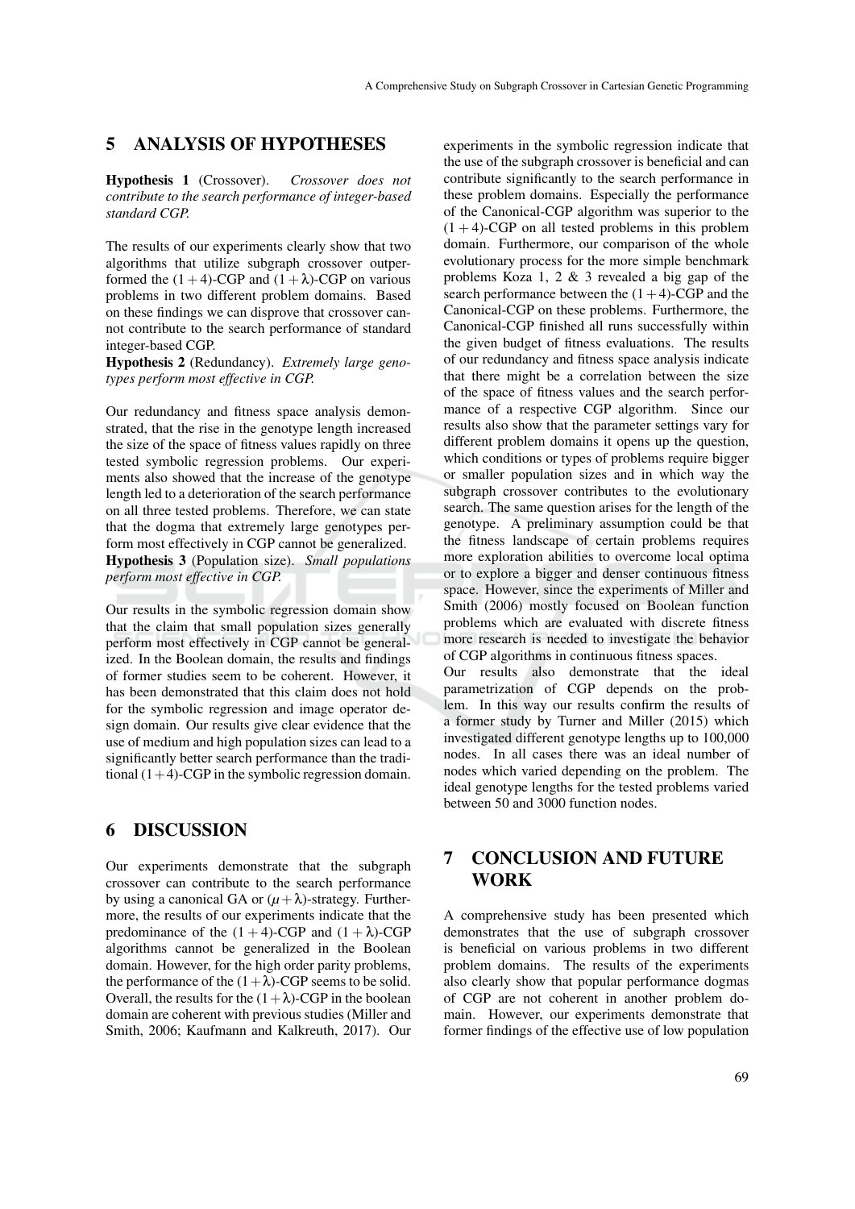## 5 ANALYSIS OF HYPOTHESES

**Hypothesis 1** (Crossover). *Crossover does not contribute to the search performance of integer-based standard CGP.*

The results of our experiments clearly show that two algorithms that utilize subgraph crossover outperformed the $(1+4)$-CGP and $(1+\lambda)$-CGP on various problems in two different problem domains. Based on these findings we can disprove that crossover cannot contribute to the search performance of standard integer-based CGP.

**Hypothesis 2** (Redundancy). *Extremely large genotypes perform most effective in CGP.*

Our redundancy and fitness space analysis demonstrated, that the rise in the genotype length increased the size of the space of fitness values rapidly on three tested symbolic regression problems. Our experiments also showed that the increase of the genotype length led to a deterioration of the search performance on all three tested problems. Therefore, we can state that the dogma that extremely large genotypes perform most effectively in CGP cannot be generalized.

**Hypothesis 3** (Population size). *Small populations perform most effective in CGP.*

Our results in the symbolic regression domain show that the claim that small population sizes generally perform most effectively in CGP cannot be generalized. In the Boolean domain, the results and findings of former studies seem to be coherent. However, it has been demonstrated that this claim does not hold for the symbolic regression and image operator design domain. Our results give clear evidence that the use of medium and high population sizes can lead to a significantly better search performance than the traditional $(1+4)$-CGP in the symbolic regression domain.

## 6 DISCUSSION

Our experiments demonstrate that the subgraph crossover can contribute to the search performance by using a canonical GA or $(\mu+\lambda)$-strategy. Furthermore, the results of our experiments indicate that the predominance of the $(1+4)$-CGP and $(1+\lambda)$-CGP algorithms cannot be generalized in the Boolean domain. However, for the high order parity problems, the performance of the $(1+\lambda)$-CGP seems to be solid. Overall, the results for the $(1+\lambda)$-CGP in the boolean domain are coherent with previous studies (Miller and Smith, 2006; Kaufmann and Kalkreuth, 2017). Our experiments in the symbolic regression indicate that the use of the subgraph crossover is beneficial and can contribute significantly to the search performance in these problem domains. Especially the performance of the Canonical-CGP algorithm was superior to the $(1+4)$-CGP on all tested problems in this problem domain. Furthermore, our comparison of the whole evolutionary process for the more simple benchmark problems Koza 1, 2 & 3 revealed a big gap of the search performance between the $(1+4)$-CGP and the Canonical-CGP on these problems. Furthermore, the Canonical-CGP finished all runs successfully within the given budget of fitness evaluations. The results of our redundancy and fitness space analysis indicate that there might be a correlation between the size of the space of fitness values and the search performance of a respective CGP algorithm. Since our results also show that the parameter settings vary for different problem domains it opens up the question, which conditions or types of problems require bigger or smaller population sizes and in which way the subgraph crossover contributes to the evolutionary search. The same question arises for the length of the genotype. A preliminary assumption could be that the fitness landscape of certain problems requires more exploration abilities to overcome local optima or to explore a bigger and denser continuous fitness space. However, since the experiments of Miller and Smith (2006) mostly focused on Boolean function problems which are evaluated with discrete fitness more research is needed to investigate the behavior of CGP algorithms in continuous fitness spaces.

Our results also demonstrate that the ideal parametrization of CGP depends on the problem. In this way our results confirm the results of a former study by Turner and Miller (2015) which investigated different genotype lengths up to 100,000 nodes. In all cases there was an ideal number of nodes which varied depending on the problem. The ideal genotype lengths for the tested problems varied between 50 and 3000 function nodes.

## 7 CONCLUSION AND FUTURE WORK

A comprehensive study has been presented which demonstrates that the use of subgraph crossover is beneficial on various problems in two different problem domains. The results of the experiments also clearly show that popular performance dogmas of CGP are not coherent in another problem domain. However, our experiments demonstrate that former findings of the effective use of low population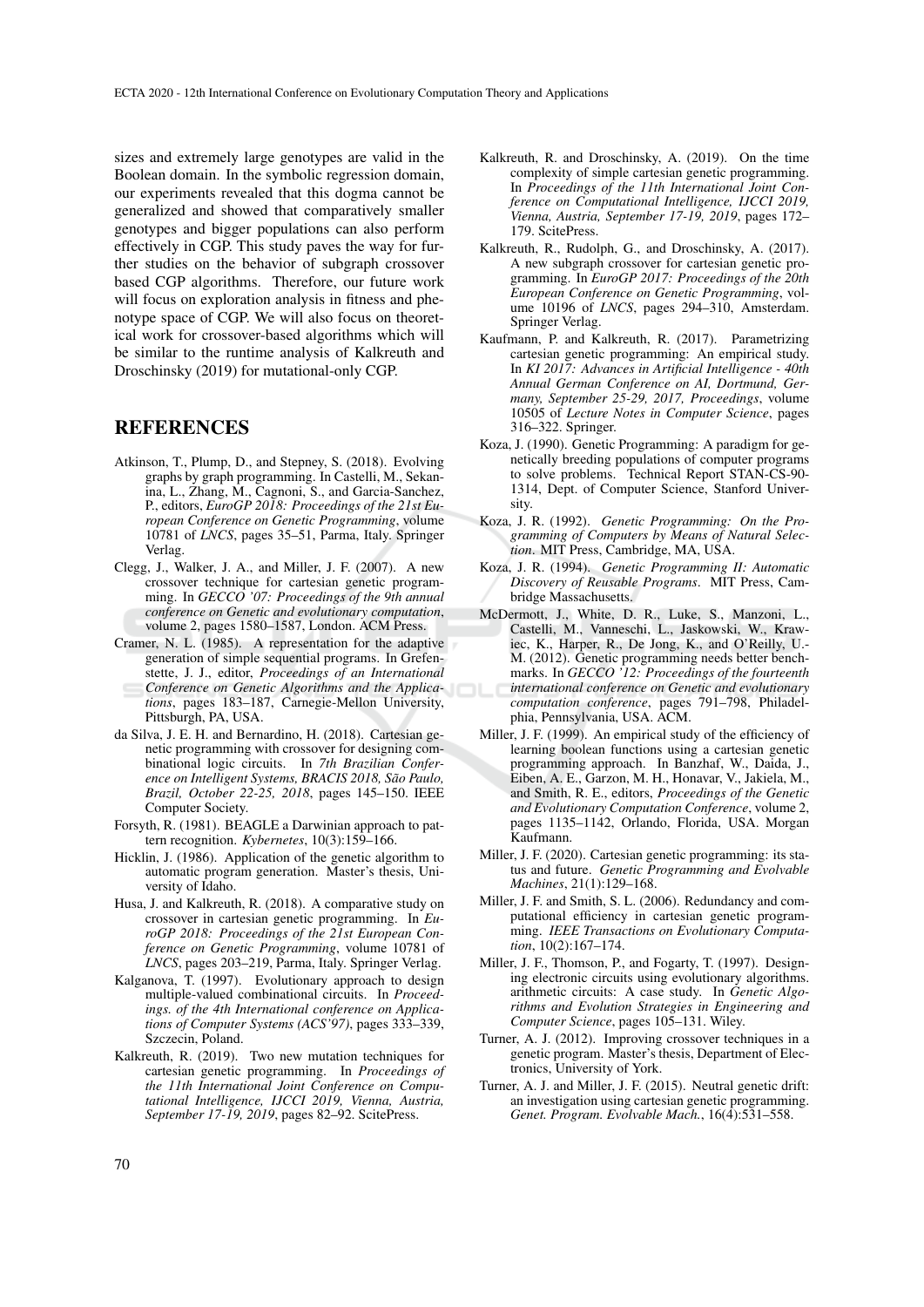sizes and extremely large genotypes are valid in the Boolean domain. In the symbolic regression domain, our experiments revealed that this dogma cannot be generalized and showed that comparatively smaller genotypes and bigger populations can also perform effectively in CGP. This study paves the way for further studies on the behavior of subgraph crossover based CGP algorithms. Therefore, our future work will focus on exploration analysis in fitness and phenotype space of CGP. We will also focus on theoretical work for crossover-based algorithms which will be similar to the runtime analysis of Kalkreuth and Droschinsky (2019) for mutational-only CGP.

## REFERENCES

Atkinson, T., Plump, D., and Stepney, S. (2018). Evolving graphs by graph programming. In Castelli, M., Sekanina, L., Zhang, M., Cagnoni, S., and Garcia-Sanchez, P., editors, *EuroGP 2018: Proceedings of the 21st European Conference on Genetic Programming*, volume 10781 of *LNCS*, pages 35–51, Parma, Italy. Springer Verlag.

Clegg, J., Walker, J. A., and Miller, J. F. (2007). A new crossover technique for cartesian genetic programming. In *GECCO '07: Proceedings of the 9th annual conference on Genetic and evolutionary computation*, volume 2, pages 1580–1587, London. ACM Press.

Cramer, N. L. (1985). A representation for the adaptive generation of simple sequential programs. In Grefenstette, J. J., editor, *Proceedings of an International Conference on Genetic Algorithms and the Applications*, pages 183–187, Carnegie-Mellon University, Pittsburgh, PA, USA.

da Silva, J. E. H. and Bernardino, H. (2018). Cartesian genetic programming with crossover for designing combinational logic circuits. In *7th Brazilian Conference on Intelligent Systems, BRACIS 2018, São Paulo, Brazil, October 22-25, 2018*, pages 145–150. IEEE Computer Society.

Forsyth, R. (1981). BEAGLE a Darwinian approach to pattern recognition. *Kybernetes*, 10(3):159–166.

Hicklin, J. (1986). Application of the genetic algorithm to automatic program generation. Master's thesis, University of Idaho.

Husa, J. and Kalkreuth, R. (2018). A comparative study on crossover in cartesian genetic programming. In *EuroGP 2018: Proceedings of the 21st European Conference on Genetic Programming*, volume 10781 of *LNCS*, pages 203–219, Parma, Italy. Springer Verlag.

Kalganova, T. (1997). Evolutionary approach to design multiple-valued combinational circuits. In *Proceedings. of the 4th International conference on Applications of Computer Systems (ACS'97)*, pages 333–339, Szczecin, Poland.

Kalkreuth, R. (2019). Two new mutation techniques for cartesian genetic programming. In *Proceedings of the 11th International Joint Conference on Computational Intelligence, IJCCI 2019, Vienna, Austria, September 17-19, 2019*, pages 82–92. ScitePress.

Kalkreuth, R. and Droschinsky, A. (2019). On the time complexity of simple cartesian genetic programming. In *Proceedings of the 11th International Joint Conference on Computational Intelligence, IJCCI 2019, Vienna, Austria, September 17-19, 2019*, pages 172–179. ScitePress.

Kalkreuth, R., Rudolph, G., and Droschinsky, A. (2017). A new subgraph crossover for cartesian genetic programming. In *EuroGP 2017: Proceedings of the 20th European Conference on Genetic Programming*, volume 10196 of *LNCS*, pages 294–310, Amsterdam. Springer Verlag.

Kaufmann, P. and Kalkreuth, R. (2017). Parametrizing cartesian genetic programming: An empirical study. In *KI 2017: Advances in Artificial Intelligence - 40th Annual German Conference on AI, Dortmund, Germany, September 25-29, 2017, Proceedings*, volume 10505 of *Lecture Notes in Computer Science*, pages 316–322. Springer.

Koza, J. (1990). Genetic Programming: A paradigm for genetically breeding populations of computer programs to solve problems. Technical Report STAN-CS-90-1314, Dept. of Computer Science, Stanford University.

Koza, J. R. (1992). *Genetic Programming: On the Programming of Computers by Means of Natural Selection*. MIT Press, Cambridge, MA, USA.

Koza, J. R. (1994). *Genetic Programming II: Automatic Discovery of Reusable Programs*. MIT Press, Cambridge Massachusetts.

McDermott, J., White, D. R., Luke, S., Manzoni, L., Castelli, M., Vanneschi, L., Jaskowski, W., Krawiec, K., Harper, R., De Jong, K., and O'Reilly, U.-M. (2012). Genetic programming needs better benchmarks. In *GECCO '12: Proceedings of the fourteenth international conference on Genetic and evolutionary computation conference*, pages 791–798, Philadelphia, Pennsylvania, USA. ACM.

Miller, J. F. (1999). An empirical study of the efficiency of learning boolean functions using a cartesian genetic programming approach. In Banzhaf, W., Daida, J., Eiben, A. E., Garzon, M. H., Honavar, V., Jakiela, M., and Smith, R. E., editors, *Proceedings of the Genetic and Evolutionary Computation Conference*, volume 2, pages 1135–1142, Orlando, Florida, USA. Morgan Kaufmann.

Miller, J. F. (2020). Cartesian genetic programming: its status and future. *Genetic Programming and Evolvable Machines*, 21(1):129–168.

Miller, J. F. and Smith, S. L. (2006). Redundancy and computational efficiency in cartesian genetic programming. *IEEE Transactions on Evolutionary Computation*, 10(2):167–174.

Miller, J. F., Thomson, P., and Fogarty, T. (1997). Designing electronic circuits using evolutionary algorithms. arithmetic circuits: A case study. In *Genetic Algorithms and Evolution Strategies in Engineering and Computer Science*, pages 105–131. Wiley.

Turner, A. J. (2012). Improving crossover techniques in a genetic program. Master's thesis, Department of Electronics, University of York.

Turner, A. J. and Miller, J. F. (2015). Neutral genetic drift: an investigation using cartesian genetic programming. *Genet. Program. Evolvable Mach.*, 16(4):531–558.